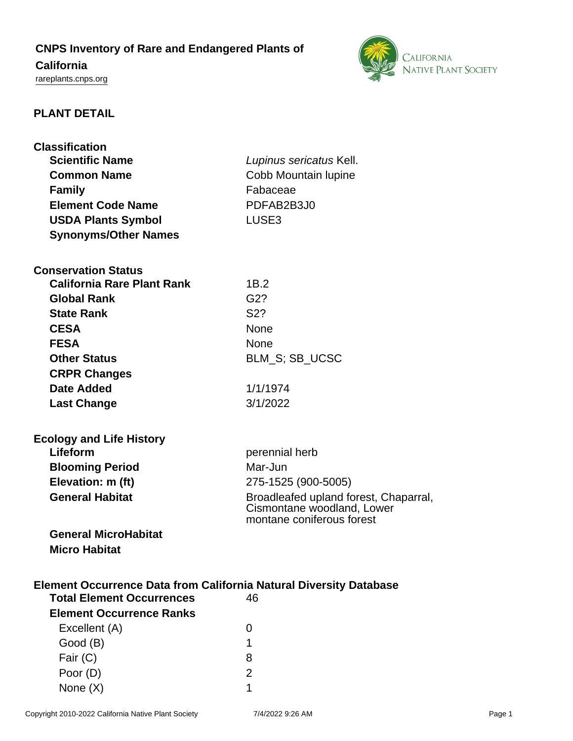# CNPS Inventory of Rare and Endangered Plants of California

rareplants.cnps.org

## PLANT DETAIL

### Classification

| | |
|---|---|
| **Scientific Name** | *Lupinus sericatus* Kell. |
| **Common Name** | Cobb Mountain lupine |
| **Family** | Fabaceae |
| **Element Code Name** | PDFAB2B3J0 |
| **USDA Plants Symbol** | LUSE3 |
| **Synonyms/Other Names** | |

### Conservation Status

| | |
|---|---|
| **California Rare Plant Rank** | 1B.2 |
| **Global Rank** | G2? |
| **State Rank** | S2? |
| **CESA** | None |
| **FESA** | None |
| **Other Status** | BLM_S; SB_UCSC |
| **CRPR Changes** | |
| **Date Added** | 1/1/1974 |
| **Last Change** | 3/1/2022 |

### Ecology and Life History

| | |
|---|---|
| **Lifeform** | perennial herb |
| **Blooming Period** | Mar-Jun |
| **Elevation: m (ft)** | 275-1525 (900-5005) |
| **General Habitat** | Broadleafed upland forest, Chaparral, Cismontane woodland, Lower montane coniferous forest |
| **General MicroHabitat** | |
| **Micro Habitat** | |

### Element Occurrence Data from California Natural Diversity Database

| | |
|---|---|
| **Total Element Occurrences** | 46 |
| **Element Occurrence Ranks** | |
| Excellent (A) | 0 |
| Good (B) | 1 |
| Fair (C) | 8 |
| Poor (D) | 2 |
| None (X) | 1 |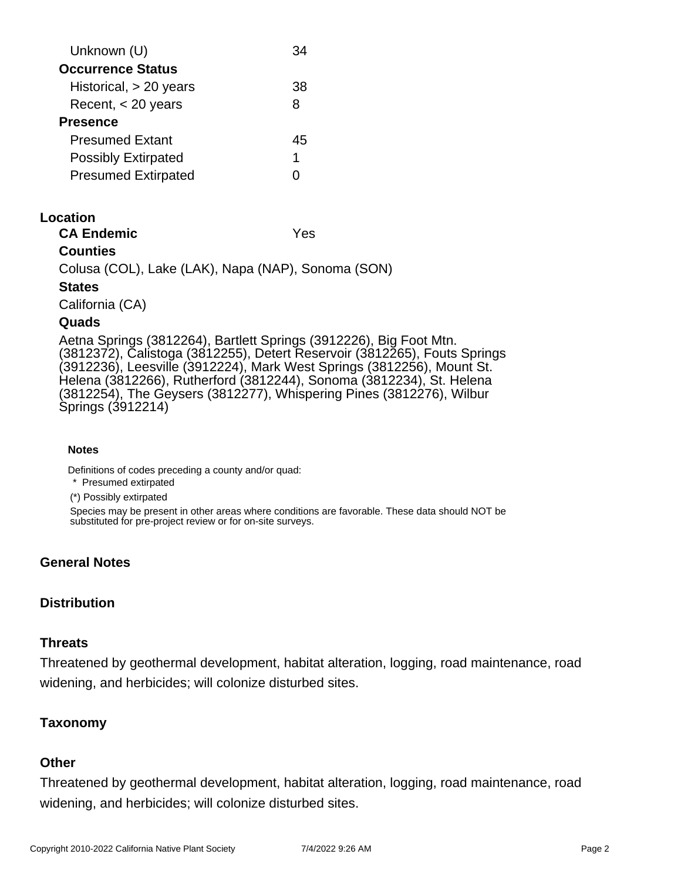| | |
|---|---|
| Unknown (U) | 34 |
| **Occurrence Status** | |
| Historical, > 20 years | 38 |
| Recent, < 20 years | 8 |
| **Presence** | |
| Presumed Extant | 45 |
| Possibly Extirpated | 1 |
| Presumed Extirpated | 0 |

## Location

**CA Endemic** Yes

### Counties

Colusa (COL), Lake (LAK), Napa (NAP), Sonoma (SON)

### States

California (CA)

### Quads

Aetna Springs (3812264), Bartlett Springs (3912226), Big Foot Mtn. (3812372), Calistoga (3812255), Detert Reservoir (3812265), Fouts Springs (3912236), Leesville (3912224), Mark West Springs (3812256), Mount St. Helena (3812266), Rutherford (3812244), Sonoma (3812234), St. Helena (3812254), The Geysers (3812277), Whispering Pines (3812276), Wilbur Springs (3912214)

#### Notes

Definitions of codes preceding a county and/or quad:

* Presumed extirpated

(*) Possibly extirpated

Species may be present in other areas where conditions are favorable. These data should NOT be substituted for pre-project review or for on-site surveys.

## General Notes

## Distribution

## Threats

Threatened by geothermal development, habitat alteration, logging, road maintenance, road widening, and herbicides; will colonize disturbed sites.

## Taxonomy

## Other

Threatened by geothermal development, habitat alteration, logging, road maintenance, road widening, and herbicides; will colonize disturbed sites.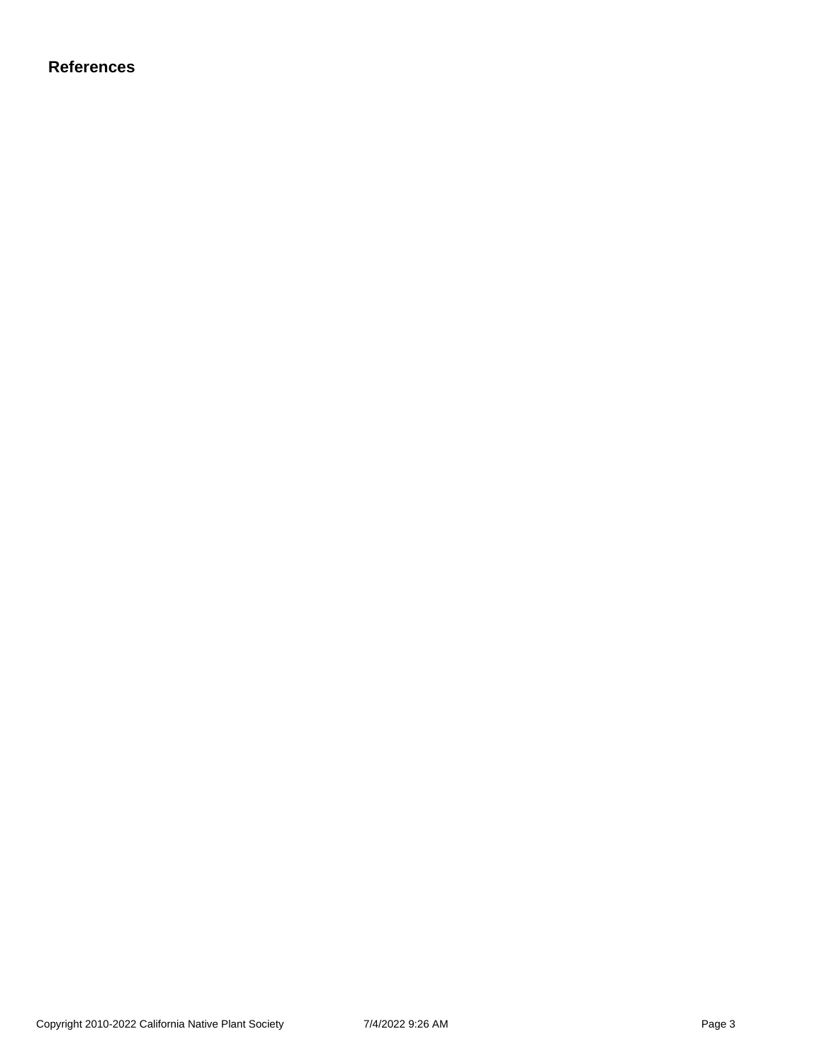## References